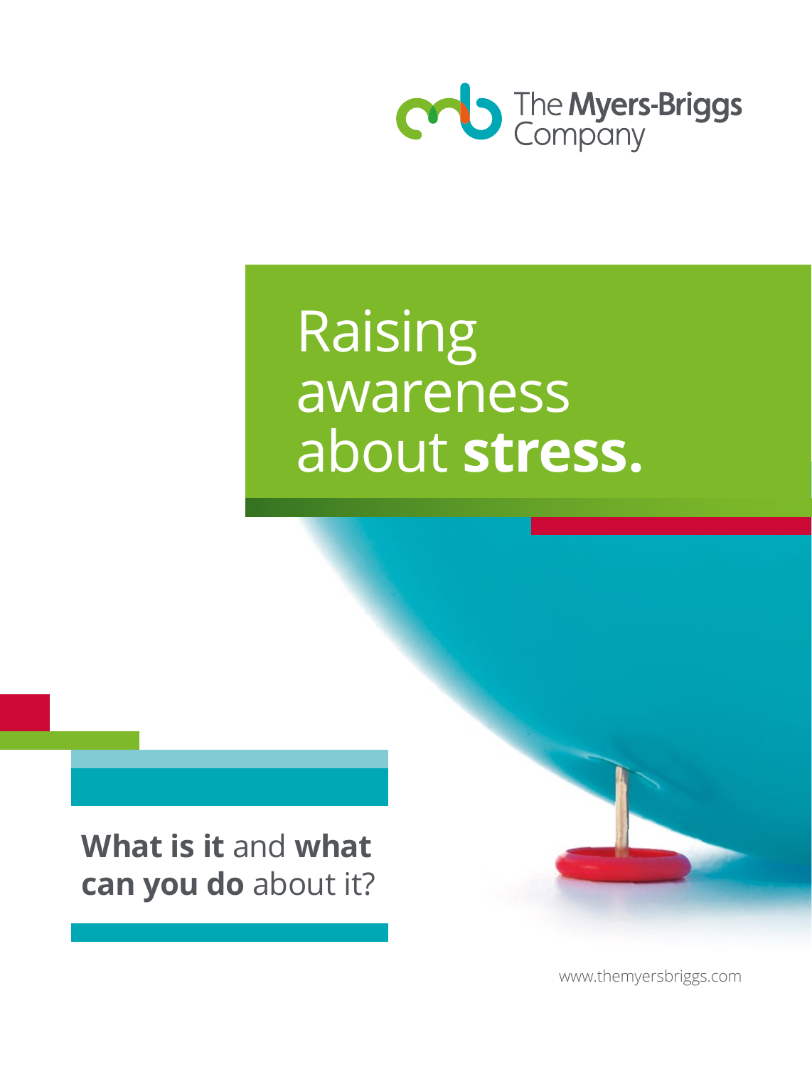The Myers-Briggs Company

# Raising awareness about **stress.**

**What is it** and **what can you do** about it?

www.themyersbriggs.com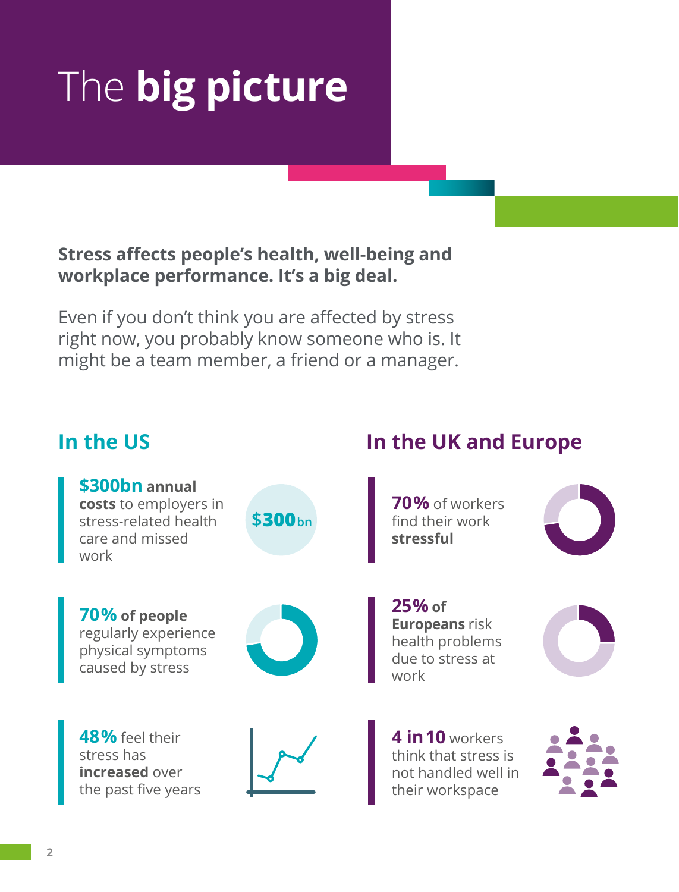# The **big picture**

**Stress affects people's health, well-being and workplace performance. It's a big deal.**

Even if you don't think you are affected by stress right now, you probably know someone who is. It might be a team member, a friend or a manager.

## In the US

**$300bn annual costs** to employers in stress-related health care and missed work

**70% of people** regularly experience physical symptoms caused by stress

**48%** feel their stress has **increased** over the past five years

## In the UK and Europe

**70%** of workers find their work **stressful**

**25% of Europeans** risk health problems due to stress at work

**4 in 10** workers think that stress is not handled well in their workspace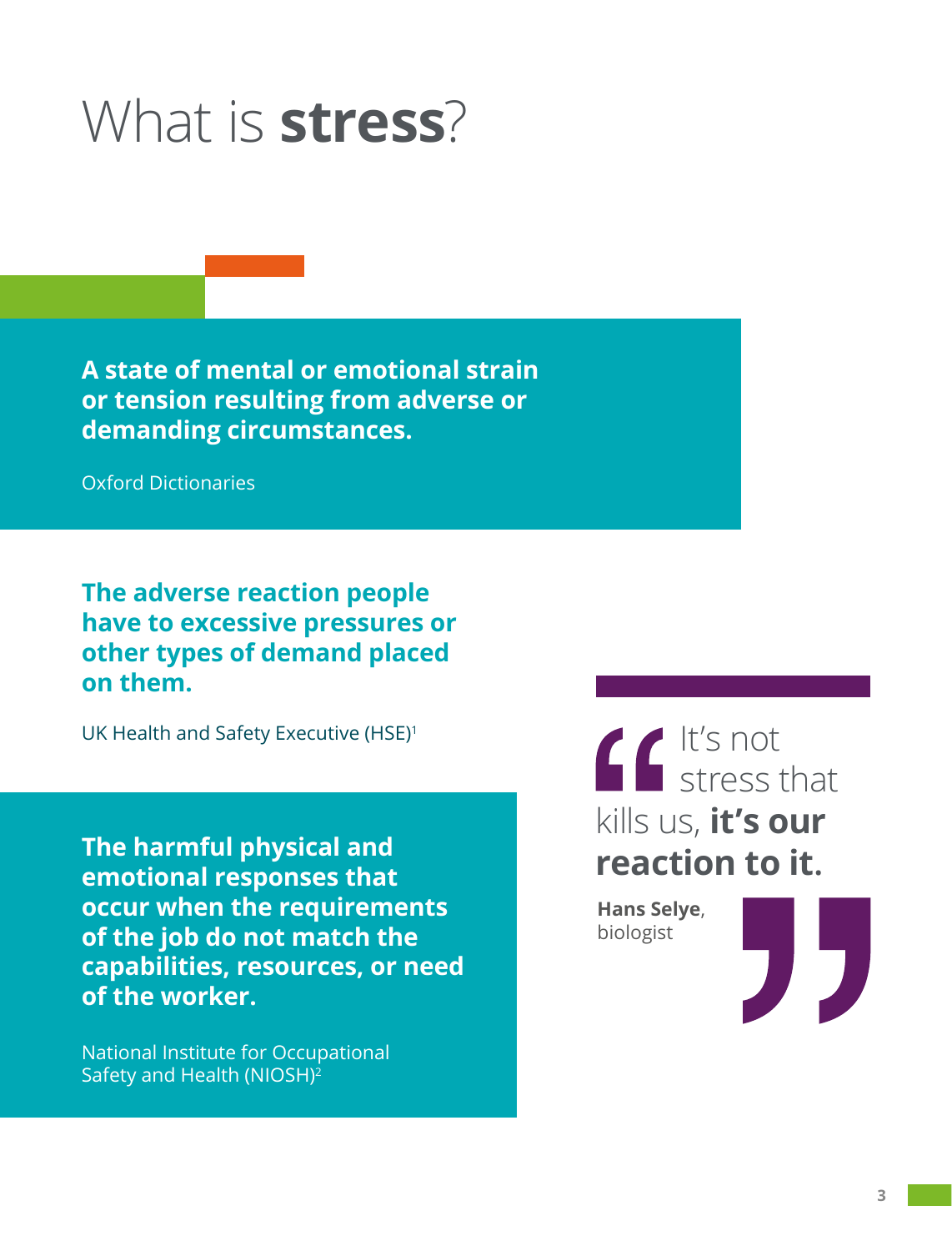# What is **stress**?

**A state of mental or emotional strain or tension resulting from adverse or demanding circumstances.**

Oxford Dictionaries

**The adverse reaction people have to excessive pressures or other types of demand placed on them.**

UK Health and Safety Executive (HSE)[1]

**The harmful physical and emotional responses that occur when the requirements of the job do not match the capabilities, resources, or need of the worker.**

National Institute for Occupational Safety and Health (NIOSH)[2]

> It's not stress that kills us, **it's our reaction to it.**
>
> **Hans Selye**, biologist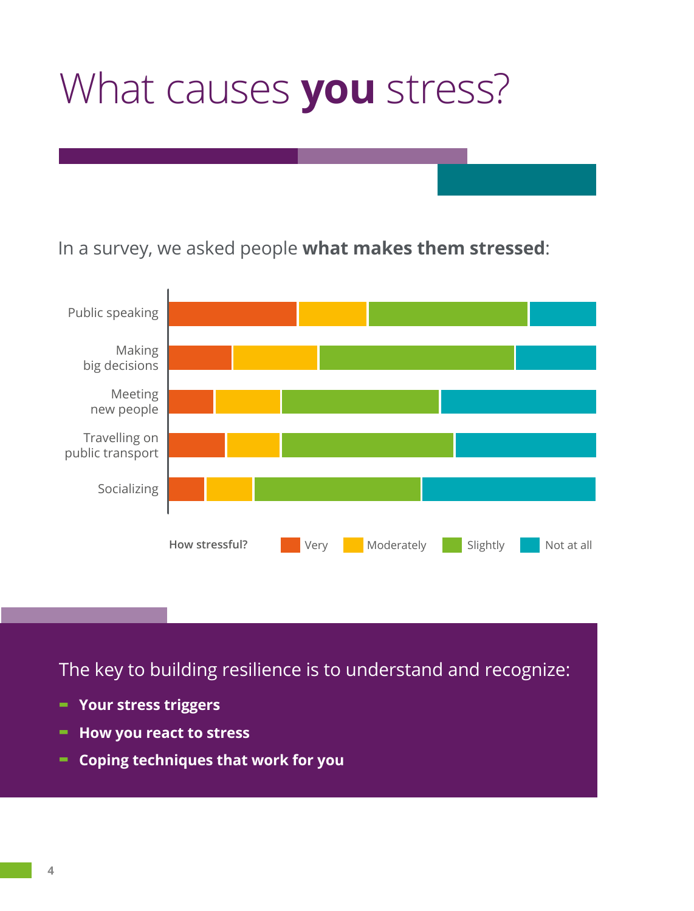# What causes **you** stress?

In a survey, we asked people **what makes them stressed**:

Public speaking

Making big decisions

Meeting new people

Travelling on public transport

Socializing

How stressful? Very Moderately Slightly Not at all

The key to building resilience is to understand and recognize:

- **Your stress triggers**
- **How you react to stress**
- **Coping techniques that work for you**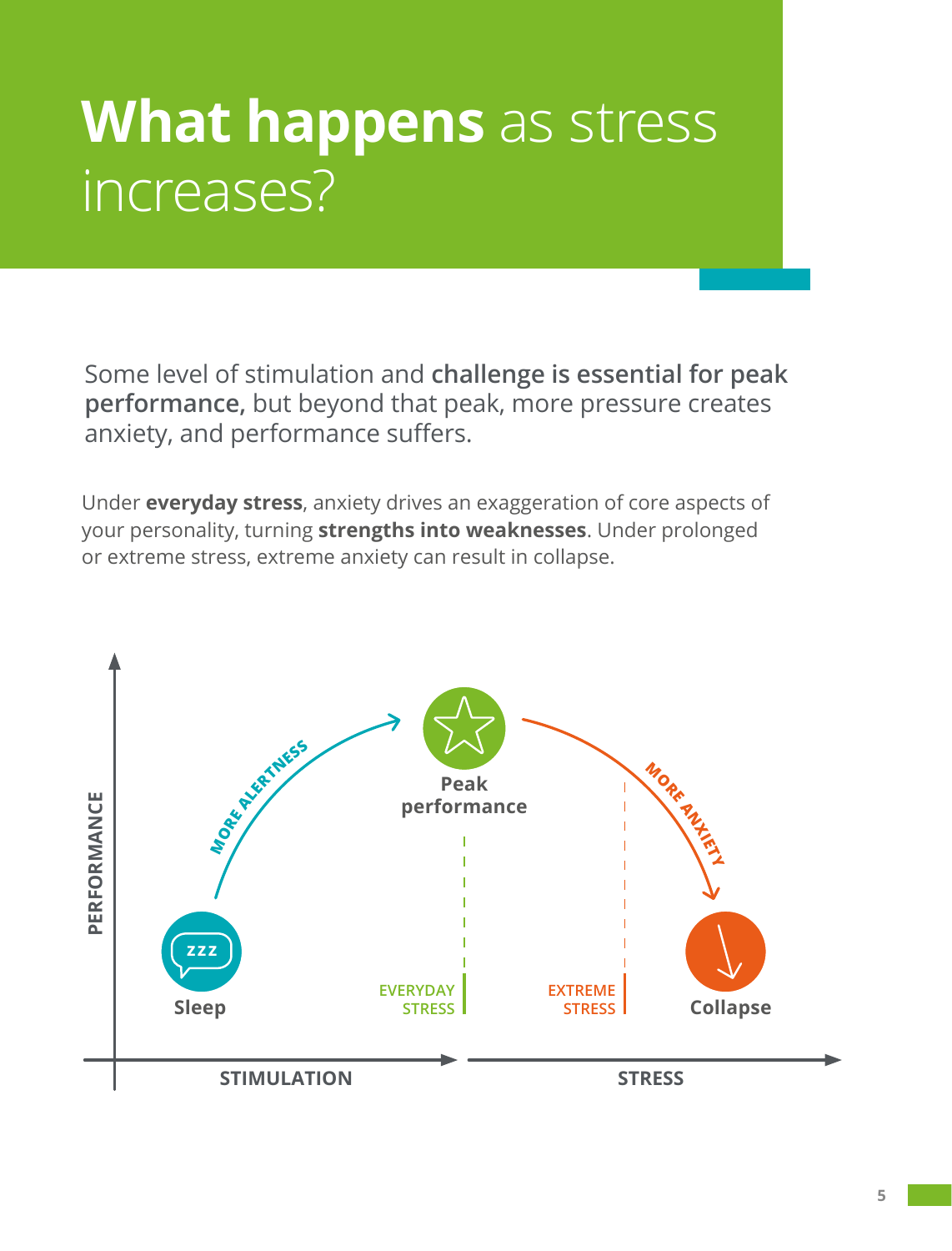# **What happens** as stress increases?

Some level of stimulation and **challenge is essential for peak performance,** but beyond that peak, more pressure creates anxiety, and performance suffers.

Under **everyday stress**, anxiety drives an exaggeration of core aspects of your personality, turning **strengths into weaknesses**. Under prolonged or extreme stress, extreme anxiety can result in collapse.

PERFORMANCE

MORE ALERTNESS

MORE ANXIETY

zzz

**Sleep**

**Peak performance**

EVERYDAY STRESS

EXTREME STRESS

**Collapse**

STIMULATION

STRESS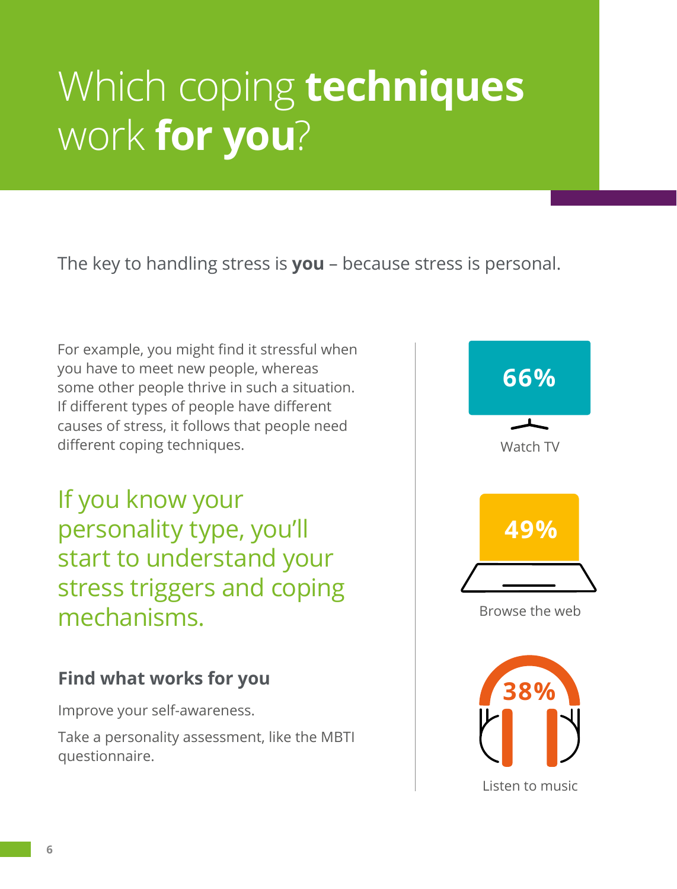# Which coping **techniques** work **for you**?

The key to handling stress is **you** – because stress is personal.

For example, you might find it stressful when you have to meet new people, whereas some other people thrive in such a situation. If different types of people have different causes of stress, it follows that people need different coping techniques.

If you know your personality type, you'll start to understand your stress triggers and coping mechanisms.

### Find what works for you

Improve your self-awareness.

Take a personality assessment, like the MBTI questionnaire.

**66%**

Watch TV

**49%**

Browse the web

**38%**

Listen to music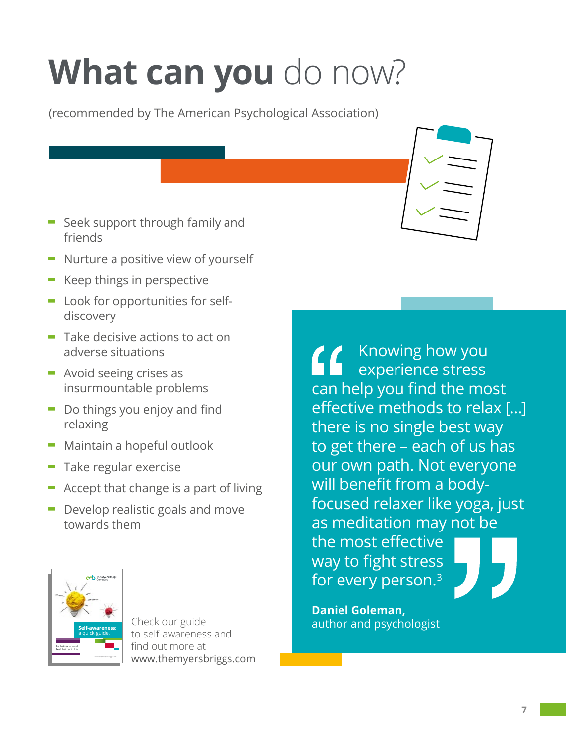# **What can you** do now?

(recommended by The American Psychological Association)

- Seek support through family and friends
- Nurture a positive view of yourself
- Keep things in perspective
- Look for opportunities for self-discovery
- Take decisive actions to act on adverse situations
- Avoid seeing crises as insurmountable problems
- Do things you enjoy and find relaxing
- Maintain a hopeful outlook
- Take regular exercise
- Accept that change is a part of living
- Develop realistic goals and move towards them

> "Knowing how you experience stress can help you find the most effective methods to relax [...] there is no single best way to get there – each of us has our own path. Not everyone will benefit from a body-focused relaxer like yoga, just as meditation may not be the most effective way to fight stress for every person.[3]"
>
> **Daniel Goleman,**
> author and psychologist

Check our guide to self-awareness and find out more at www.themyersbriggs.com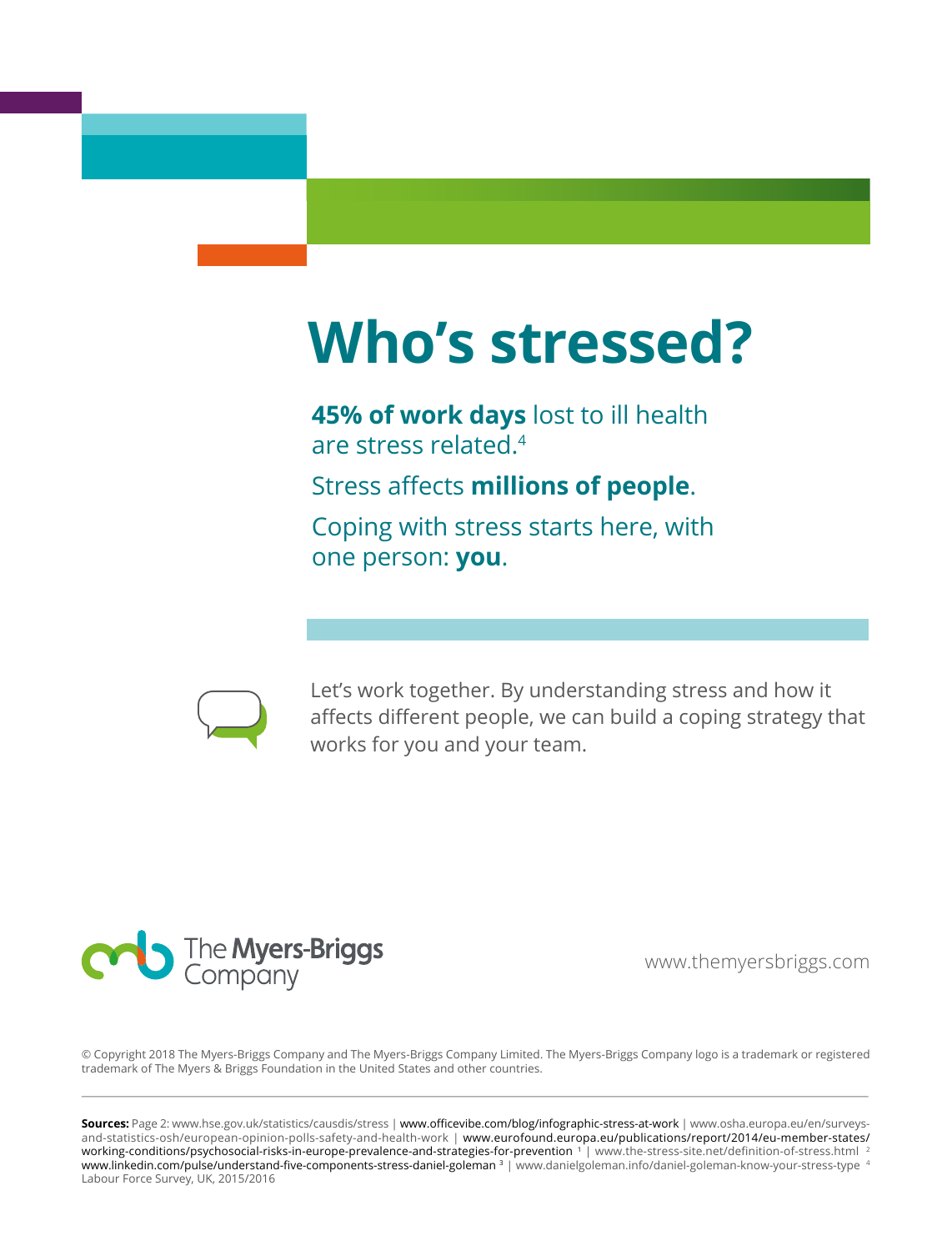# Who's stressed?

**45% of work days** lost to ill health are stress related.[4]

Stress affects **millions of people**.

Coping with stress starts here, with one person: **you**.

Let's work together. By understanding stress and how it affects different people, we can build a coping strategy that works for you and your team.

The Myers-Briggs Company

www.themyersbriggs.com

© Copyright 2018 The Myers-Briggs Company and The Myers-Briggs Company Limited. The Myers-Briggs Company logo is a trademark or registered trademark of The Myers & Briggs Foundation in the United States and other countries.

**Sources:** Page 2: www.hse.gov.uk/statistics/causdis/stress | www.officevibe.com/blog/infographic-stress-at-work | www.osha.europa.eu/en/surveys-and-statistics-osh/european-opinion-polls-safety-and-health-work | www.eurofound.europa.eu/publications/report/2014/eu-member-states/working-conditions/psychosocial-risks-in-europe-prevalence-and-strategies-for-prevention [1] | www.the-stress-site.net/definition-of-stress.html [2] www.linkedin.com/pulse/understand-five-components-stress-daniel-goleman [3] | www.danielgoleman.info/daniel-goleman-know-your-stress-type [4] Labour Force Survey, UK, 2015/2016